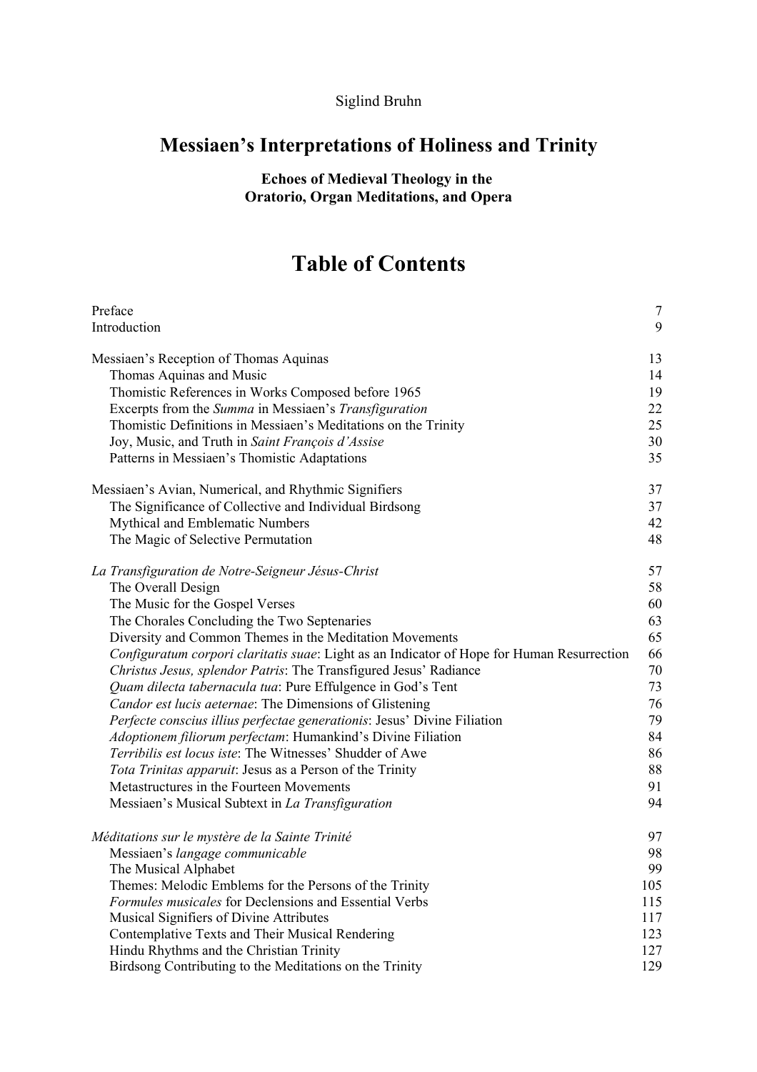Siglind Bruhn

# Messiaen's Interpretations of Holiness and Trinity

**Echoes of Medieval Theology in the Oratorio, Organ Meditations, and Opera**

# Table of Contents

| | |
|---|---|
| Preface | 7 |
| Introduction | 9 |
| | |
| Messiaen's Reception of Thomas Aquinas | 13 |
| Thomas Aquinas and Music | 14 |
| Thomistic References in Works Composed before 1965 | 19 |
| Excerpts from the *Summa* in Messiaen's *Transfiguration* | 22 |
| Thomistic Definitions in Messiaen's Meditations on the Trinity | 25 |
| Joy, Music, and Truth in *Saint François d'Assise* | 30 |
| Patterns in Messiaen's Thomistic Adaptations | 35 |
| | |
| Messiaen's Avian, Numerical, and Rhythmic Signifiers | 37 |
| The Significance of Collective and Individual Birdsong | 37 |
| Mythical and Emblematic Numbers | 42 |
| The Magic of Selective Permutation | 48 |
| | |
| *La Transfiguration de Notre-Seigneur Jésus-Christ* | 57 |
| The Overall Design | 58 |
| The Music for the Gospel Verses | 60 |
| The Chorales Concluding the Two Septenaries | 63 |
| Diversity and Common Themes in the Meditation Movements | 65 |
| *Configuratum corpori claritatis suae*: Light as an Indicator of Hope for Human Resurrection | 66 |
| *Christus Jesus, splendor Patris*: The Transfigured Jesus' Radiance | 70 |
| *Quam dilecta tabernacula tua*: Pure Effulgence in God's Tent | 73 |
| *Candor est lucis aeternae*: The Dimensions of Glistening | 76 |
| *Perfecte conscius illius perfectae generationis*: Jesus' Divine Filiation | 79 |
| *Adoptionem filiorum perfectam*: Humankind's Divine Filiation | 84 |
| *Terribilis est locus iste*: The Witnesses' Shudder of Awe | 86 |
| *Tota Trinitas apparuit*: Jesus as a Person of the Trinity | 88 |
| Metastructures in the Fourteen Movements | 91 |
| Messiaen's Musical Subtext in *La Transfiguration* | 94 |
| | |
| *Méditations sur le mystère de la Sainte Trinité* | 97 |
| Messiaen's *langage communicable* | 98 |
| The Musical Alphabet | 99 |
| Themes: Melodic Emblems for the Persons of the Trinity | 105 |
| *Formules musicales* for Declensions and Essential Verbs | 115 |
| Musical Signifiers of Divine Attributes | 117 |
| Contemplative Texts and Their Musical Rendering | 123 |
| Hindu Rhythms and the Christian Trinity | 127 |
| Birdsong Contributing to the Meditations on the Trinity | 129 |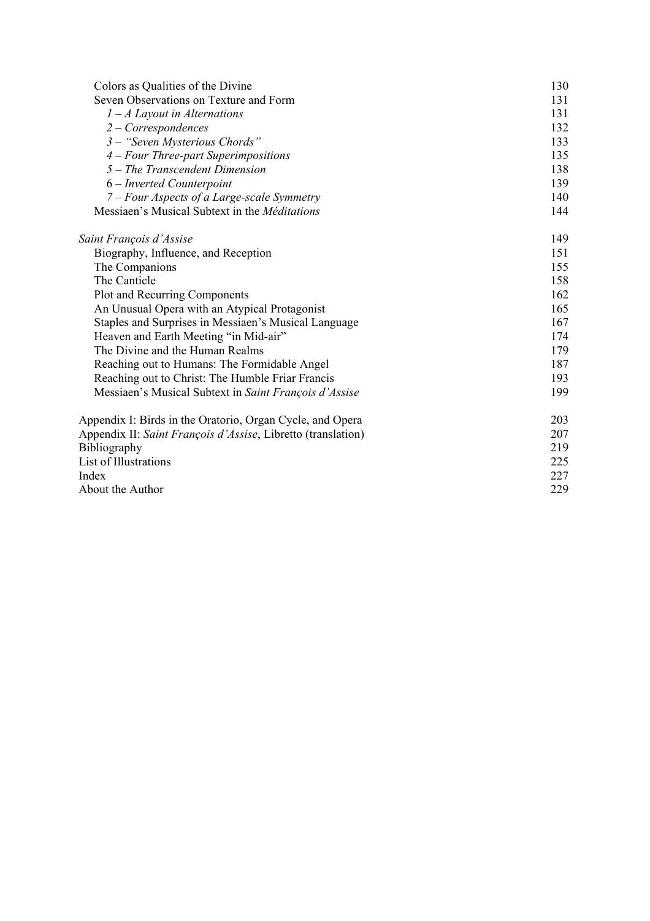Colors as Qualities of the Divine 130
Seven Observations on Texture and Form 131
*1 – A Layout in Alternations* 131
*2 – Correspondences* 132
*3 – "Seven Mysterious Chords"* 133
*4 – Four Three-part Superimpositions* 135
*5 – The Transcendent Dimension* 138
*6 – Inverted Counterpoint* 139
*7 – Four Aspects of a Large-scale Symmetry* 140
Messiaen's Musical Subtext in the *Méditations* 144

*Saint François d'Assise* 149
Biography, Influence, and Reception 151
The Companions 155
The Canticle 158
Plot and Recurring Components 162
An Unusual Opera with an Atypical Protagonist 165
Staples and Surprises in Messiaen's Musical Language 167
Heaven and Earth Meeting "in Mid-air" 174
The Divine and the Human Realms 179
Reaching out to Humans: The Formidable Angel 187
Reaching out to Christ: The Humble Friar Francis 193
Messiaen's Musical Subtext in *Saint François d'Assise* 199

Appendix I: Birds in the Oratorio, Organ Cycle, and Opera 203
Appendix II: *Saint François d'Assise*, Libretto (translation) 207
Bibliography 219
List of Illustrations 225
Index 227
About the Author 229